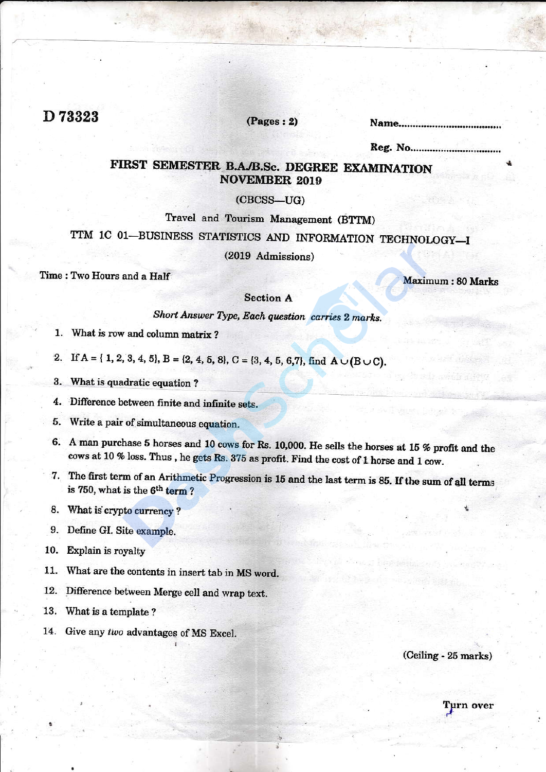D 73323

(Pages : 2)

Name..................................

Reg. No..............................

# FIRST SEMESTER B.A./B.Sc. DEGREE EXAMINATION NOVEMBER 2019

(CBCSS—UG)

Travel and Tourism Management (BTTM)

## TTM 1C 01—BUSINESS STATISTICS AND INFORMATION TECHNOLOGY—I

(2019 Admissions)

Time : Two Hours and a Half

Maximum : 80 Marks

### Section A

*Short Answer Type, Each question carries 2 marks.*

1. What is row and column matrix ?
2. If A = { 1, 2, 3, 4, 5}, B = {2, 4, 5, 8}, C = {3, 4, 5, 6,7}, find $A \cup (B \cup C)$.
3. What is quadratic equation ?
4. Difference between finite and infinite sets.
5. Write a pair of simultaneous equation.
6. A man purchase 5 horses and 10 cows for Rs. 10,000. He sells the horses at 15 % profit and the cows at 10 % loss. Thus , he gets Rs. 375 as profit. Find the cost of 1 horse and 1 cow.
7. The first term of an Arithmetic Progression is 15 and the last term is 85. If the sum of all terms is 750, what is the 6th term ?
8. What is crypto currency ?
9. Define GI. Site example.
10. Explain is royalty
11. What are the contents in insert tab in MS word.
12. Difference between Merge cell and wrap text.
13. What is a template ?
14. Give any *two* advantages of MS Excel.

(Ceiling - 25 marks)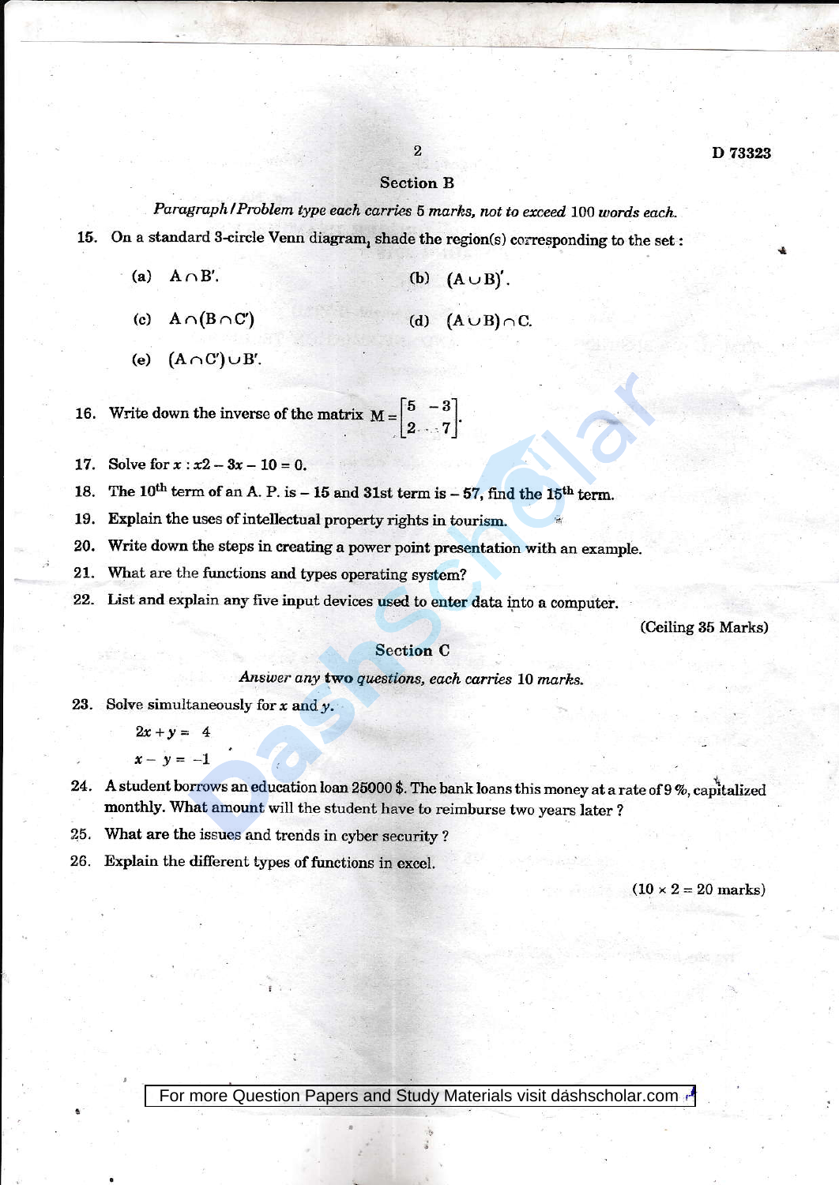D 73323

## Section B

*Paragraph / Problem type each carries 5 marks, not to exceed 100 words each.*

15. On a standard 3-circle Venn diagram, shade the region(s) corresponding to the set :

    (a) $A \cap B'$.

    (b) $(A \cup B)'$.

    (c) $A \cap (B \cap C')$

    (d) $(A \cup B) \cap C$.

    (e) $(A \cap C') \cup B'$.

16. Write down the inverse of the matrix $M = \begin{bmatrix} 5 & -3 \\ 2 & 7 \end{bmatrix}$.

17. Solve for $x$ : $x2 - 3x - 10 = 0$.

18. The $10^{th}$ term of an A. P. is $-15$ and 31st term is $-57$, find the $15^{th}$ term.

19. Explain the uses of intellectual property rights in tourism.

20. Write down the steps in creating a power point presentation with an example.

21. What are the functions and types operating system?

22. List and explain any five input devices used to enter data into a computer.

(Ceiling 35 Marks)

## Section C

*Answer any **two** questions, each carries 10 marks.*

23. Solve simultaneously for $x$ and $y$.

    $2x + y = 4$

    $x - y = -1$

24. A student borrows an education loan 25000 $. The bank loans this money at a rate of 9 %, capitalized monthly. What amount will the student have to reimburse two years later ?

25. What are the issues and trends in cyber security ?

26. Explain the different types of functions in excel.

$(10 \times 2 = 20$ marks$)$

For more Question Papers and Study Materials visit dashscholar.com